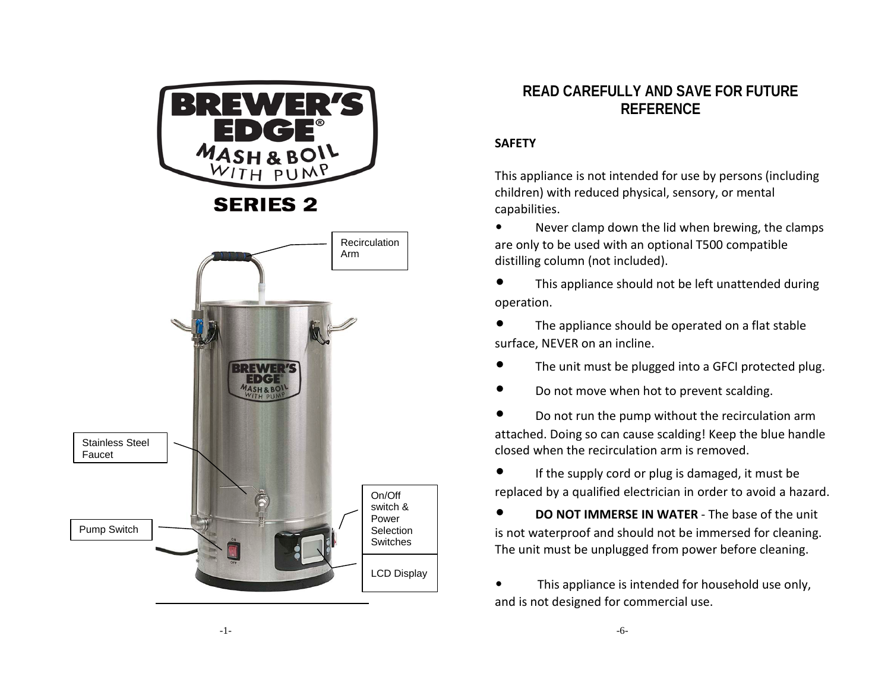# BREWER'S EDGE® MASH & BOIL WITH PUMP

## SERIES 2

Recirculation Arm

Stainless Steel Faucet

Pump Switch

On/Off switch & Power Selection Switches

LCD Display

## READ CAREFULLY AND SAVE FOR FUTURE REFERENCE

**SAFETY**

This appliance is not intended for use by persons (including children) with reduced physical, sensory, or mental capabilities.

- Never clamp down the lid when brewing, the clamps are only to be used with an optional T500 compatible distilling column (not included).
- This appliance should not be left unattended during operation.
- The appliance should be operated on a flat stable surface, NEVER on an incline.
- The unit must be plugged into a GFCI protected plug.
- Do not move when hot to prevent scalding.
- Do not run the pump without the recirculation arm attached. Doing so can cause scalding! Keep the blue handle closed when the recirculation arm is removed.
- If the supply cord or plug is damaged, it must be replaced by a qualified electrician in order to avoid a hazard.
- **DO NOT IMMERSE IN WATER** - The base of the unit is not waterproof and should not be immersed for cleaning. The unit must be unplugged from power before cleaning.
- This appliance is intended for household use only, and is not designed for commercial use.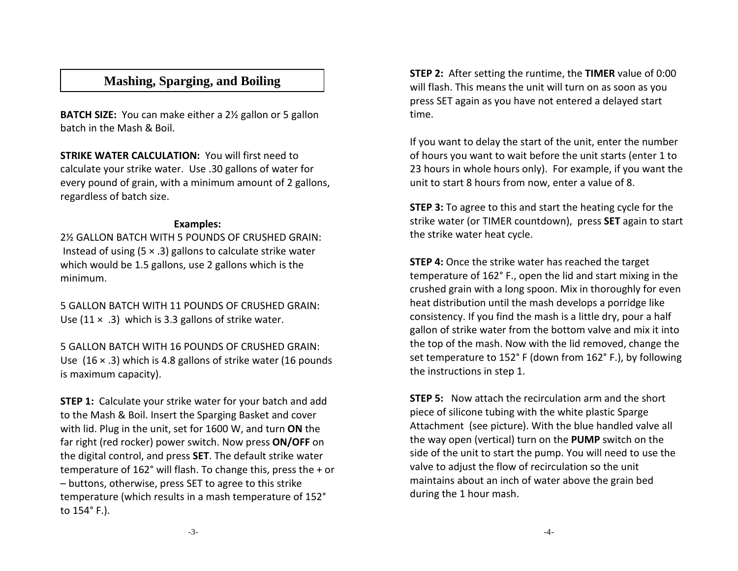## Mashing, Sparging, and Boiling

**BATCH SIZE:** You can make either a 2½ gallon or 5 gallon batch in the Mash & Boil.

**STRIKE WATER CALCULATION:** You will first need to calculate your strike water. Use .30 gallons of water for every pound of grain, with a minimum amount of 2 gallons, regardless of batch size.

**Examples:**

2½ GALLON BATCH WITH 5 POUNDS OF CRUSHED GRAIN: Instead of using (5 × .3) gallons to calculate strike water which would be 1.5 gallons, use 2 gallons which is the minimum.

5 GALLON BATCH WITH 11 POUNDS OF CRUSHED GRAIN: Use (11 × .3) which is 3.3 gallons of strike water.

5 GALLON BATCH WITH 16 POUNDS OF CRUSHED GRAIN: Use (16 × .3) which is 4.8 gallons of strike water (16 pounds is maximum capacity).

**STEP 1:** Calculate your strike water for your batch and add to the Mash & Boil. Insert the Sparging Basket and cover with lid. Plug in the unit, set for 1600 W, and turn **ON** the far right (red rocker) power switch. Now press **ON/OFF** on the digital control, and press **SET**. The default strike water temperature of 162° will flash. To change this, press the + or – buttons, otherwise, press SET to agree to this strike temperature (which results in a mash temperature of 152° to 154° F.).

**STEP 2:** After setting the runtime, the **TIMER** value of 0:00 will flash. This means the unit will turn on as soon as you press SET again as you have not entered a delayed start time.

If you want to delay the start of the unit, enter the number of hours you want to wait before the unit starts (enter 1 to 23 hours in whole hours only). For example, if you want the unit to start 8 hours from now, enter a value of 8.

**STEP 3:** To agree to this and start the heating cycle for the strike water (or TIMER countdown), press **SET** again to start the strike water heat cycle.

**STEP 4:** Once the strike water has reached the target temperature of 162° F., open the lid and start mixing in the crushed grain with a long spoon. Mix in thoroughly for even heat distribution until the mash develops a porridge like consistency. If you find the mash is a little dry, pour a half gallon of strike water from the bottom valve and mix it into the top of the mash. Now with the lid removed, change the set temperature to 152° F (down from 162° F.), by following the instructions in step 1.

**STEP 5:** Now attach the recirculation arm and the short piece of silicone tubing with the white plastic Sparge Attachment (see picture). With the blue handled valve all the way open (vertical) turn on the **PUMP** switch on the side of the unit to start the pump. You will need to use the valve to adjust the flow of recirculation so the unit maintains about an inch of water above the grain bed during the 1 hour mash.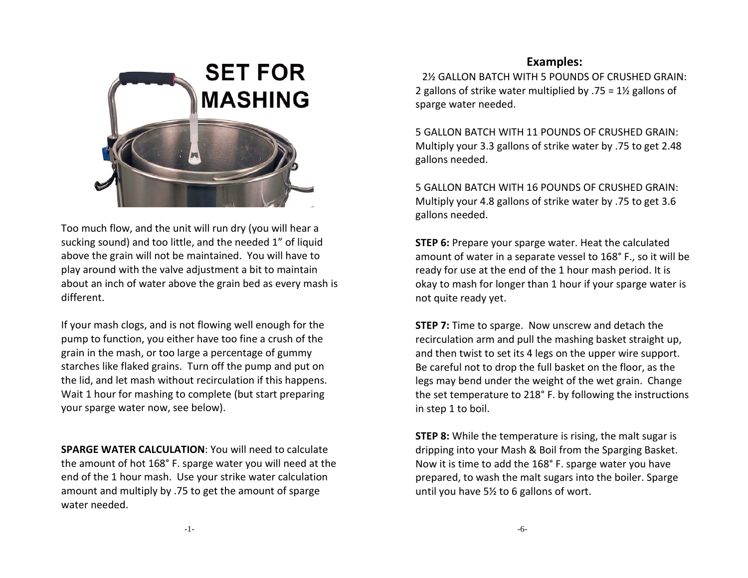## SET FOR MASHING

Too much flow, and the unit will run dry (you will hear a sucking sound) and too little, and the needed 1" of liquid above the grain will not be maintained. You will have to play around with the valve adjustment a bit to maintain about an inch of water above the grain bed as every mash is different.

If your mash clogs, and is not flowing well enough for the pump to function, you either have too fine a crush of the grain in the mash, or too large a percentage of gummy starches like flaked grains. Turn off the pump and put on the lid, and let mash without recirculation if this happens. Wait 1 hour for mashing to complete (but start preparing your sparge water now, see below).

**SPARGE WATER CALCULATION**: You will need to calculate the amount of hot 168° F. sparge water you will need at the end of the 1 hour mash. Use your strike water calculation amount and multiply by .75 to get the amount of sparge water needed.

### Examples:

2½ GALLON BATCH WITH 5 POUNDS OF CRUSHED GRAIN: 2 gallons of strike water multiplied by .75 = 1½ gallons of sparge water needed.

5 GALLON BATCH WITH 11 POUNDS OF CRUSHED GRAIN: Multiply your 3.3 gallons of strike water by .75 to get 2.48 gallons needed.

5 GALLON BATCH WITH 16 POUNDS OF CRUSHED GRAIN: Multiply your 4.8 gallons of strike water by .75 to get 3.6 gallons needed.

**STEP 6:** Prepare your sparge water. Heat the calculated amount of water in a separate vessel to 168° F., so it will be ready for use at the end of the 1 hour mash period. It is okay to mash for longer than 1 hour if your sparge water is not quite ready yet.

**STEP 7:** Time to sparge. Now unscrew and detach the recirculation arm and pull the mashing basket straight up, and then twist to set its 4 legs on the upper wire support. Be careful not to drop the full basket on the floor, as the legs may bend under the weight of the wet grain. Change the set temperature to 218° F. by following the instructions in step 1 to boil.

**STEP 8:** While the temperature is rising, the malt sugar is dripping into your Mash & Boil from the Sparging Basket. Now it is time to add the 168° F. sparge water you have prepared, to wash the malt sugars into the boiler. Sparge until you have 5½ to 6 gallons of wort.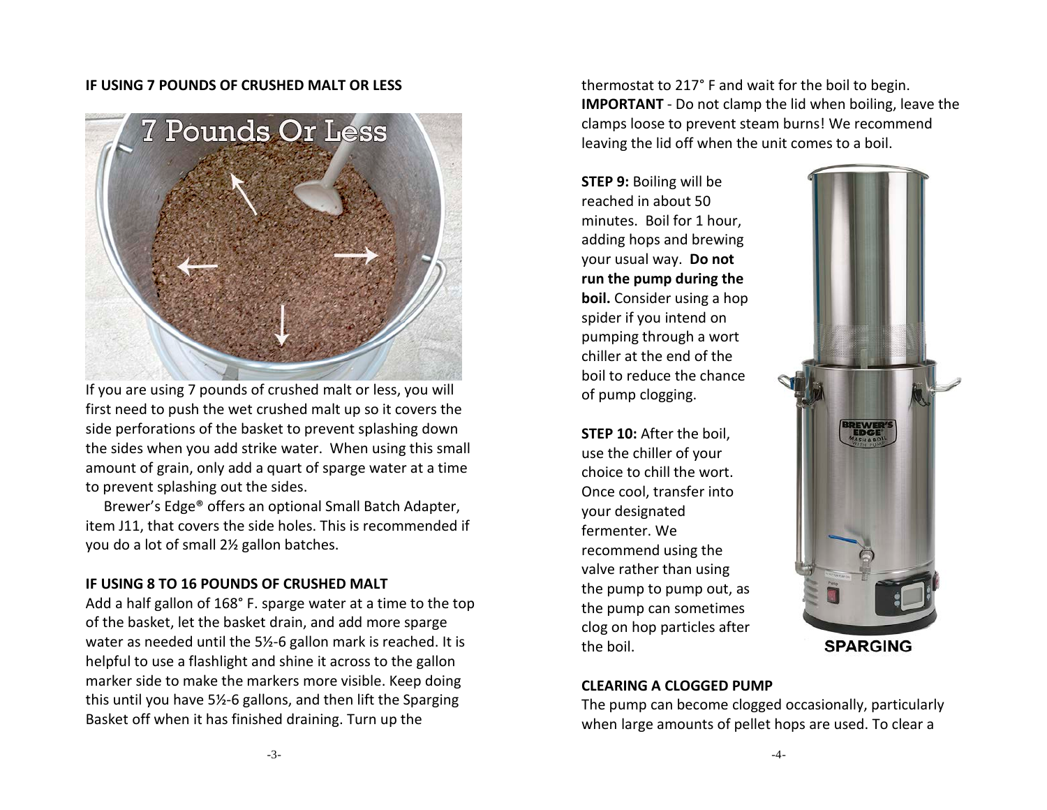### IF USING 7 POUNDS OF CRUSHED MALT OR LESS

If you are using 7 pounds of crushed malt or less, you will first need to push the wet crushed malt up so it covers the side perforations of the basket to prevent splashing down the sides when you add strike water. When using this small amount of grain, only add a quart of sparge water at a time to prevent splashing out the sides.

Brewer's Edge® offers an optional Small Batch Adapter, item J11, that covers the side holes. This is recommended if you do a lot of small 2½ gallon batches.

### IF USING 8 TO 16 POUNDS OF CRUSHED MALT

Add a half gallon of 168˚ F. sparge water at a time to the top of the basket, let the basket drain, and add more sparge water as needed until the 5½-6 gallon mark is reached. It is helpful to use a flashlight and shine it across to the gallon marker side to make the markers more visible. Keep doing this until you have 5½-6 gallons, and then lift the Sparging Basket off when it has finished draining. Turn up the thermostat to 217° F and wait for the boil to begin. **IMPORTANT** - Do not clamp the lid when boiling, leave the clamps loose to prevent steam burns! We recommend leaving the lid off when the unit comes to a boil.

**STEP 9:** Boiling will be reached in about 50 minutes. Boil for 1 hour, adding hops and brewing your usual way. **Do not run the pump during the boil.** Consider using a hop spider if you intend on pumping through a wort chiller at the end of the boil to reduce the chance of pump clogging.

**STEP 10:** After the boil, use the chiller of your choice to chill the wort. Once cool, transfer into your designated fermenter. We recommend using the valve rather than using the pump to pump out, as the pump can sometimes clog on hop particles after the boil.

SPARGING

### CLEARING A CLOGGED PUMP

The pump can become clogged occasionally, particularly when large amounts of pellet hops are used. To clear a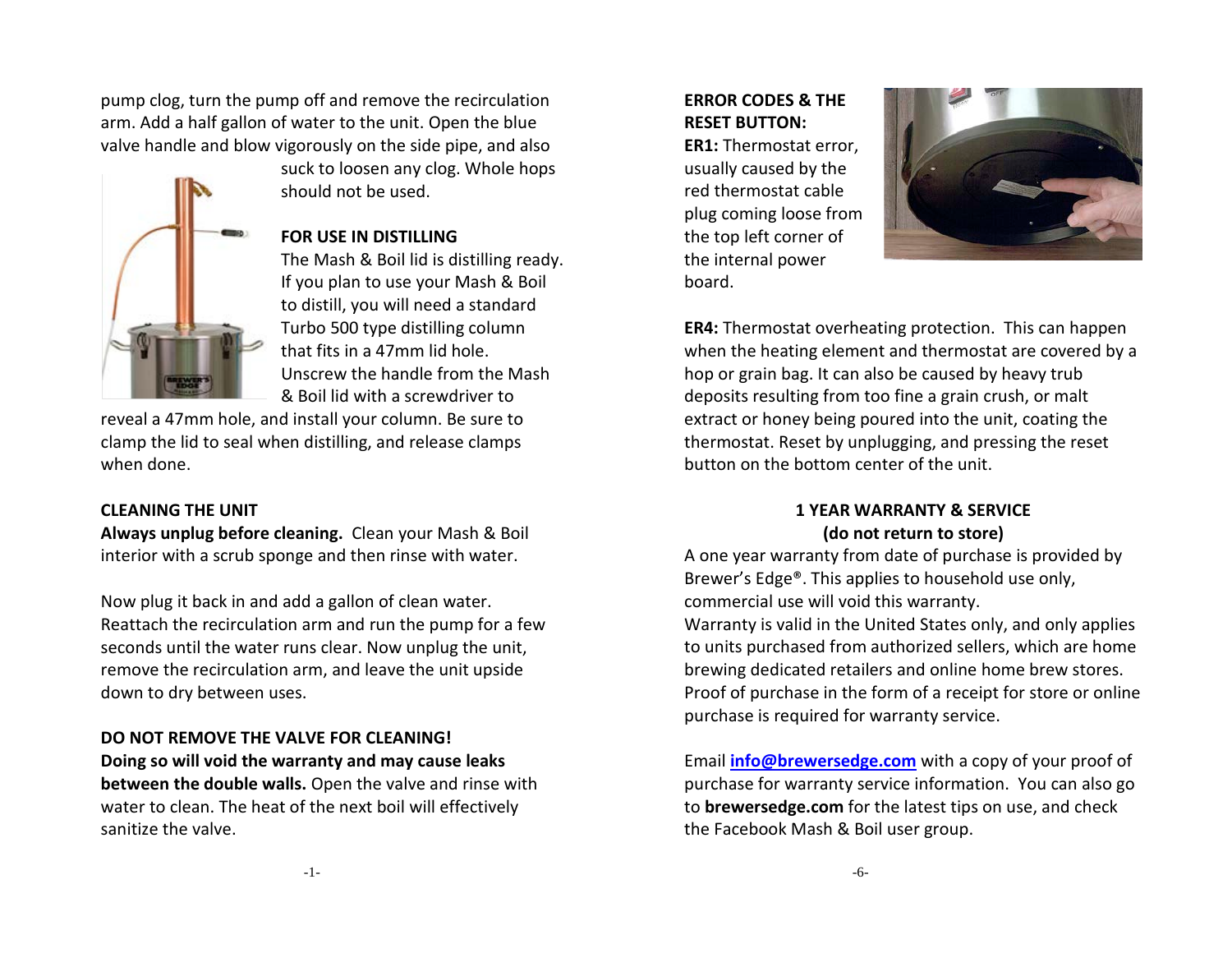pump clog, turn the pump off and remove the recirculation arm. Add a half gallon of water to the unit. Open the blue valve handle and blow vigorously on the side pipe, and also suck to loosen any clog. Whole hops should not be used.

**FOR USE IN DISTILLING**

The Mash & Boil lid is distilling ready. If you plan to use your Mash & Boil to distill, you will need a standard Turbo 500 type distilling column that fits in a 47mm lid hole. Unscrew the handle from the Mash & Boil lid with a screwdriver to reveal a 47mm hole, and install your column. Be sure to clamp the lid to seal when distilling, and release clamps when done.

**CLEANING THE UNIT**

**Always unplug before cleaning.** Clean your Mash & Boil interior with a scrub sponge and then rinse with water.

Now plug it back in and add a gallon of clean water. Reattach the recirculation arm and run the pump for a few seconds until the water runs clear. Now unplug the unit, remove the recirculation arm, and leave the unit upside down to dry between uses.

**DO NOT REMOVE THE VALVE FOR CLEANING! Doing so will void the warranty and may cause leaks between the double walls.** Open the valve and rinse with water to clean. The heat of the next boil will effectively sanitize the valve.

**ERROR CODES & THE RESET BUTTON:**

**ER1:** Thermostat error, usually caused by the red thermostat cable plug coming loose from the top left corner of the internal power board.

**ER4:** Thermostat overheating protection. This can happen when the heating element and thermostat are covered by a hop or grain bag. It can also be caused by heavy trub deposits resulting from too fine a grain crush, or malt extract or honey being poured into the unit, coating the thermostat. Reset by unplugging, and pressing the reset button on the bottom center of the unit.

**1 YEAR WARRANTY & SERVICE (do not return to store)**

A one year warranty from date of purchase is provided by Brewer's Edge®. This applies to household use only, commercial use will void this warranty.

Warranty is valid in the United States only, and only applies to units purchased from authorized sellers, which are home brewing dedicated retailers and online home brew stores. Proof of purchase in the form of a receipt for store or online purchase is required for warranty service.

Email **info@brewersedge.com** with a copy of your proof of purchase for warranty service information. You can also go to **brewersedge.com** for the latest tips on use, and check the Facebook Mash & Boil user group.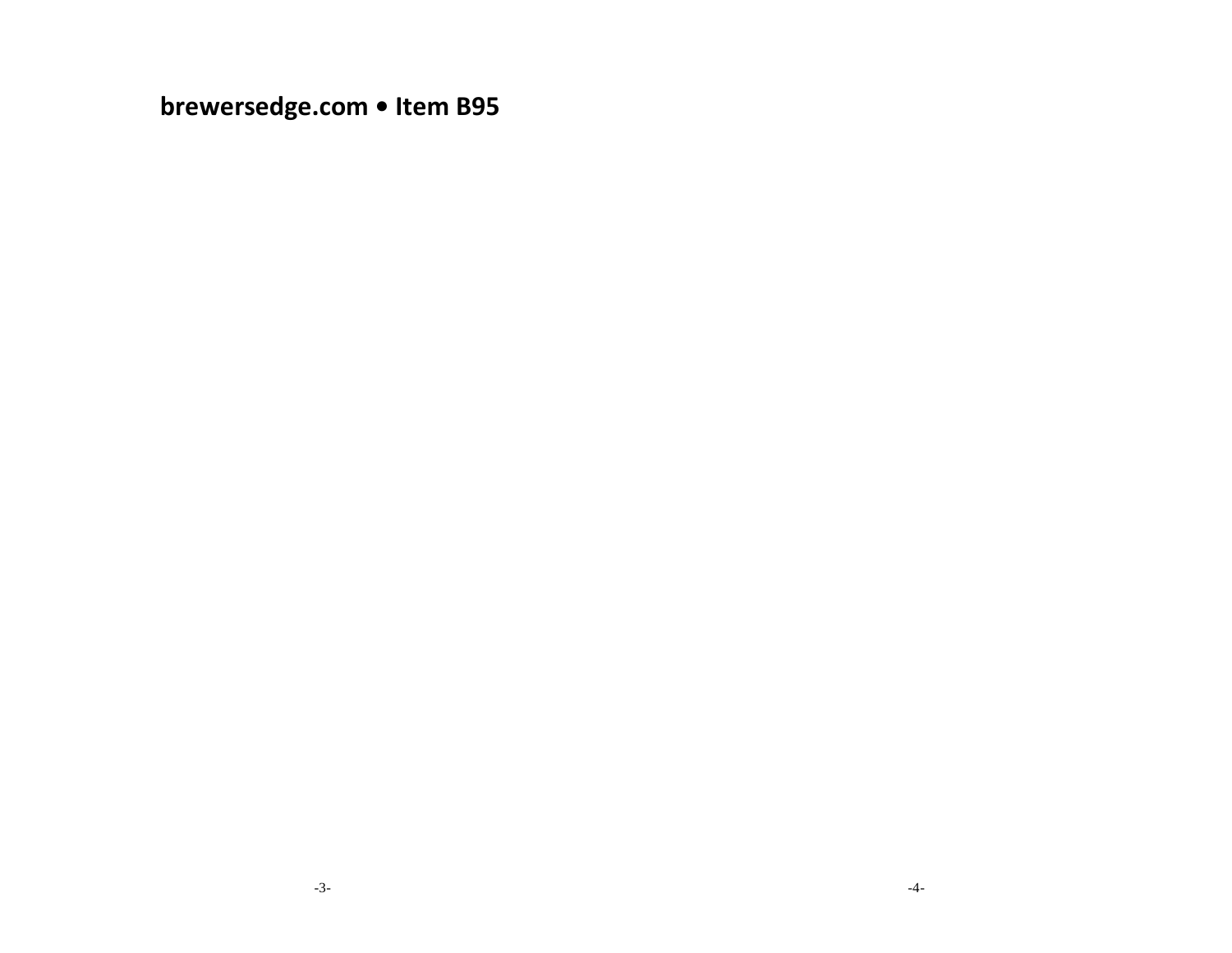**brewersedge.com • Item B95**